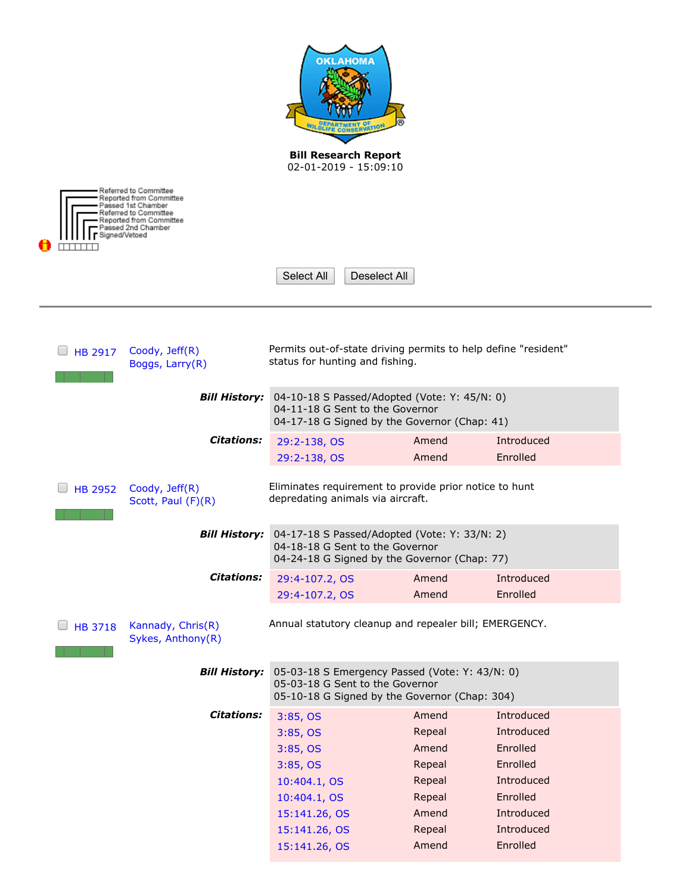**Bill Research Report**
02-01-2019 - 15:09:10

Referred to Committee
Reported from Committee
Passed 1st Chamber
Referred to Committee
Reported from Committee
Passed 2nd Chamber
Signed/Vetoed

Select All | Deselect All

---

**HB 2917** — Coody, Jeff(R); Boggs, Larry(R)

Permits out-of-state driving permits to help define "resident" status for hunting and fishing.

***Bill History:***
04-10-18 S Passed/Adopted (Vote: Y: 45/N: 0)
04-11-18 G Sent to the Governor
04-17-18 G Signed by the Governor (Chap: 41)

***Citations:***

| Citation | Action | Version |
|---|---|---|
| 29:2-138, OS | Amend | Introduced |
| 29:2-138, OS | Amend | Enrolled |

**HB 2952** — Coody, Jeff(R); Scott, Paul (F)(R)

Eliminates requirement to provide prior notice to hunt depredating animals via aircraft.

***Bill History:***
04-17-18 S Passed/Adopted (Vote: Y: 33/N: 2)
04-18-18 G Sent to the Governor
04-24-18 G Signed by the Governor (Chap: 77)

***Citations:***

| Citation | Action | Version |
|---|---|---|
| 29:4-107.2, OS | Amend | Introduced |
| 29:4-107.2, OS | Amend | Enrolled |

**HB 3718** — Kannady, Chris(R); Sykes, Anthony(R)

Annual statutory cleanup and repealer bill; EMERGENCY.

***Bill History:***
05-03-18 S Emergency Passed (Vote: Y: 43/N: 0)
05-03-18 G Sent to the Governor
05-10-18 G Signed by the Governor (Chap: 304)

***Citations:***

| Citation | Action | Version |
|---|---|---|
| 3:85, OS | Amend | Introduced |
| 3:85, OS | Repeal | Introduced |
| 3:85, OS | Amend | Enrolled |
| 3:85, OS | Repeal | Enrolled |
| 10:404.1, OS | Repeal | Introduced |
| 10:404.1, OS | Repeal | Enrolled |
| 15:141.26, OS | Amend | Introduced |
| 15:141.26, OS | Repeal | Introduced |
| 15:141.26, OS | Amend | Enrolled |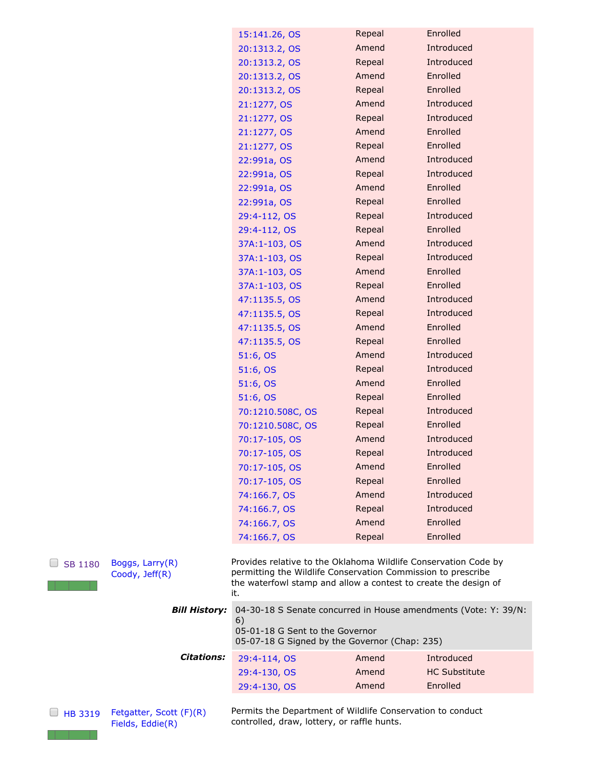| | | |
|---|---|---|
| 15:141.26, OS | Repeal | Enrolled |
| 20:1313.2, OS | Amend | Introduced |
| 20:1313.2, OS | Repeal | Introduced |
| 20:1313.2, OS | Amend | Enrolled |
| 20:1313.2, OS | Repeal | Enrolled |
| 21:1277, OS | Amend | Introduced |
| 21:1277, OS | Repeal | Introduced |
| 21:1277, OS | Amend | Enrolled |
| 21:1277, OS | Repeal | Enrolled |
| 22:991a, OS | Amend | Introduced |
| 22:991a, OS | Repeal | Introduced |
| 22:991a, OS | Amend | Enrolled |
| 22:991a, OS | Repeal | Enrolled |
| 29:4-112, OS | Repeal | Introduced |
| 29:4-112, OS | Repeal | Enrolled |
| 37A:1-103, OS | Amend | Introduced |
| 37A:1-103, OS | Repeal | Introduced |
| 37A:1-103, OS | Amend | Enrolled |
| 37A:1-103, OS | Repeal | Enrolled |
| 47:1135.5, OS | Amend | Introduced |
| 47:1135.5, OS | Repeal | Introduced |
| 47:1135.5, OS | Amend | Enrolled |
| 47:1135.5, OS | Repeal | Enrolled |
| 51:6, OS | Amend | Introduced |
| 51:6, OS | Repeal | Introduced |
| 51:6, OS | Amend | Enrolled |
| 51:6, OS | Repeal | Enrolled |
| 70:1210.508C, OS | Repeal | Introduced |
| 70:1210.508C, OS | Repeal | Enrolled |
| 70:17-105, OS | Amend | Introduced |
| 70:17-105, OS | Repeal | Introduced |
| 70:17-105, OS | Amend | Enrolled |
| 70:17-105, OS | Repeal | Enrolled |
| 74:166.7, OS | Amend | Introduced |
| 74:166.7, OS | Repeal | Introduced |
| 74:166.7, OS | Amend | Enrolled |
| 74:166.7, OS | Repeal | Enrolled |

**SB 1180** — Boggs, Larry(R); Coody, Jeff(R)

Provides relative to the Oklahoma Wildlife Conservation Code by permitting the Wildlife Conservation Commission to prescribe the waterfowl stamp and allow a contest to create the design of it.

***Bill History:***

04-30-18 S Senate concurred in House amendments (Vote: Y: 39/N: 6)
05-01-18 G Sent to the Governor
05-07-18 G Signed by the Governor (Chap: 235)

***Citations:***

| | | |
|---|---|---|
| 29:4-114, OS | Amend | Introduced |
| 29:4-130, OS | Amend | HC Substitute |
| 29:4-130, OS | Amend | Enrolled |

**HB 3319** — Fetgatter, Scott (F)(R); Fields, Eddie(R)

Permits the Department of Wildlife Conservation to conduct controlled, draw, lottery, or raffle hunts.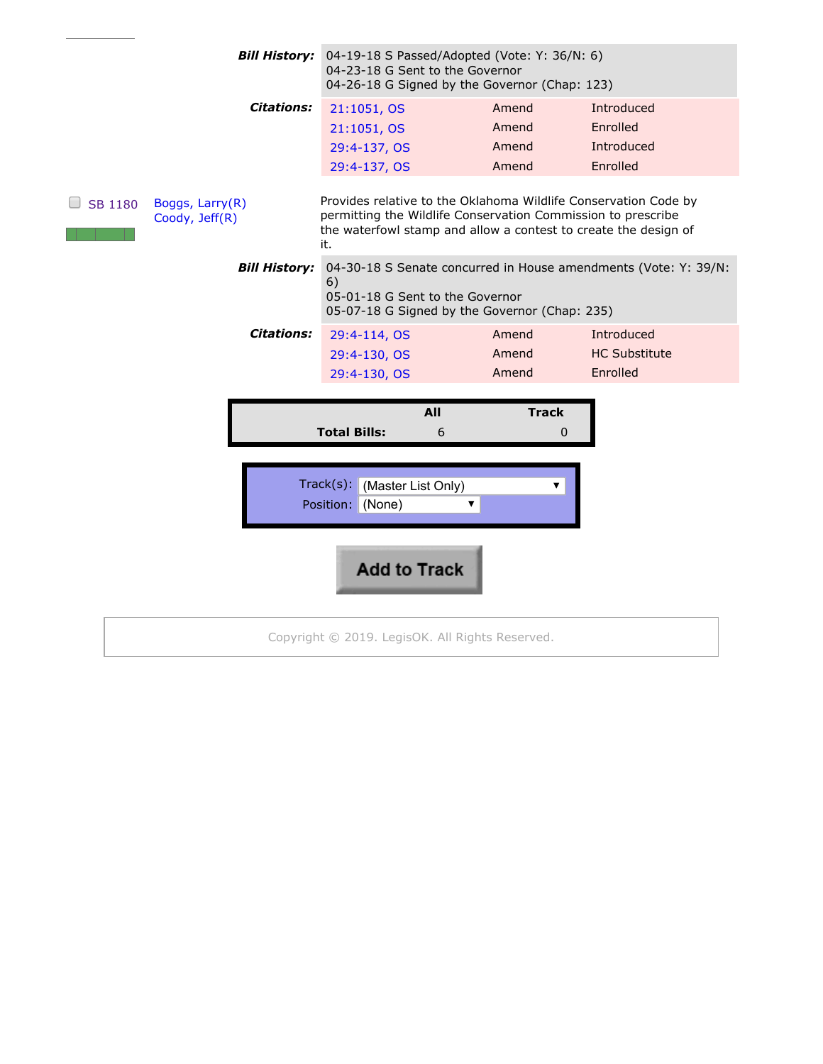**Bill History:** 04-19-18 S Passed/Adopted (Vote: Y: 36/N: 6)
04-23-18 G Sent to the Governor
04-26-18 G Signed by the Governor (Chap: 123)

**Citations:**

| | | |
|---|---|---|
| 21:1051, OS | Amend | Introduced |
| 21:1051, OS | Amend | Enrolled |
| 29:4-137, OS | Amend | Introduced |
| 29:4-137, OS | Amend | Enrolled |

SB 1180 — Boggs, Larry(R); Coody, Jeff(R)

Provides relative to the Oklahoma Wildlife Conservation Code by permitting the Wildlife Conservation Commission to prescribe the waterfowl stamp and allow a contest to create the design of it.

**Bill History:** 04-30-18 S Senate concurred in House amendments (Vote: Y: 39/N: 6)
05-01-18 G Sent to the Governor
05-07-18 G Signed by the Governor (Chap: 235)

**Citations:**

| | | |
|---|---|---|
| 29:4-114, OS | Amend | Introduced |
| 29:4-130, OS | Amend | HC Substitute |
| 29:4-130, OS | Amend | Enrolled |

| | All | Track |
|---|---|---|
| **Total Bills:** | 6 | 0 |

Track(s): (Master List Only)
Position: (None)

Add to Track

Copyright © 2019. LegisOK. All Rights Reserved.